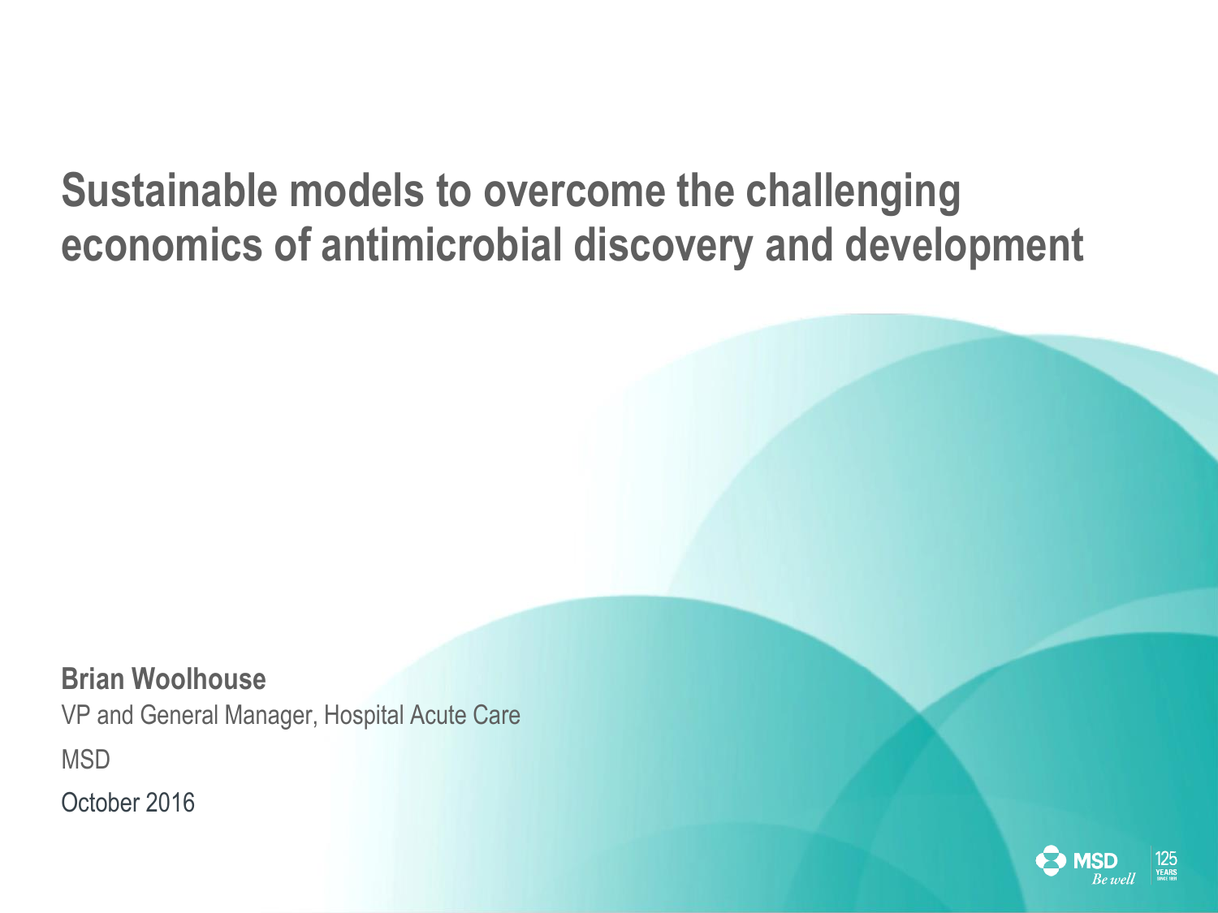# Sustainable models to overcome the challenging economics of antimicrobial discovery and development

**Brian Woolhouse**

VP and General Manager, Hospital Acute Care

MSD

October 2016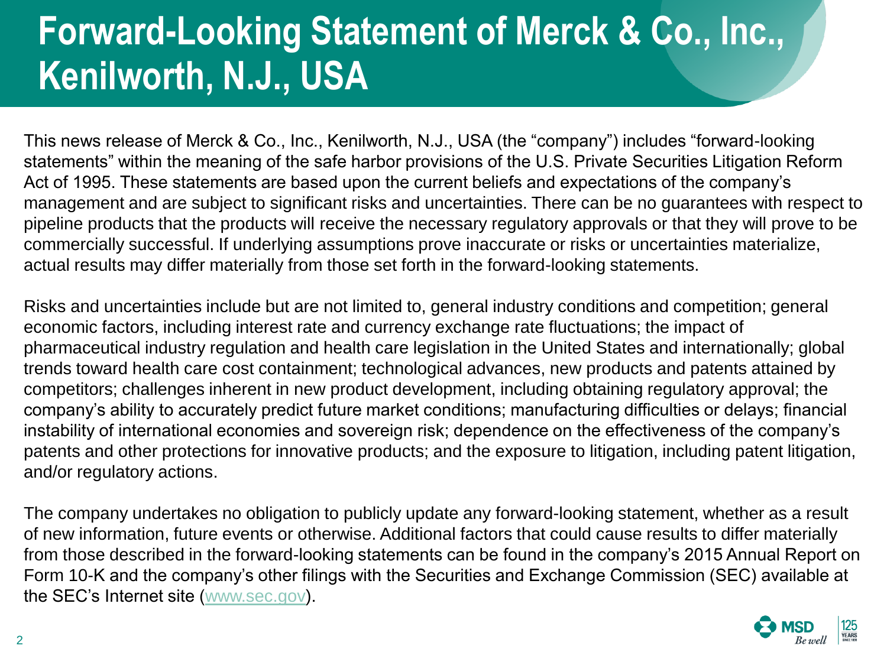# Forward-Looking Statement of Merck & Co., Inc., Kenilworth, N.J., USA

This news release of Merck & Co., Inc., Kenilworth, N.J., USA (the "company") includes "forward-looking statements" within the meaning of the safe harbor provisions of the U.S. Private Securities Litigation Reform Act of 1995. These statements are based upon the current beliefs and expectations of the company's management and are subject to significant risks and uncertainties. There can be no guarantees with respect to pipeline products that the products will receive the necessary regulatory approvals or that they will prove to be commercially successful. If underlying assumptions prove inaccurate or risks or uncertainties materialize, actual results may differ materially from those set forth in the forward-looking statements.

Risks and uncertainties include but are not limited to, general industry conditions and competition; general economic factors, including interest rate and currency exchange rate fluctuations; the impact of pharmaceutical industry regulation and health care legislation in the United States and internationally; global trends toward health care cost containment; technological advances, new products and patents attained by competitors; challenges inherent in new product development, including obtaining regulatory approval; the company's ability to accurately predict future market conditions; manufacturing difficulties or delays; financial instability of international economies and sovereign risk; dependence on the effectiveness of the company's patents and other protections for innovative products; and the exposure to litigation, including patent litigation, and/or regulatory actions.

The company undertakes no obligation to publicly update any forward-looking statement, whether as a result of new information, future events or otherwise. Additional factors that could cause results to differ materially from those described in the forward-looking statements can be found in the company's 2015 Annual Report on Form 10-K and the company's other filings with the Securities and Exchange Commission (SEC) available at the SEC's Internet site (www.sec.gov).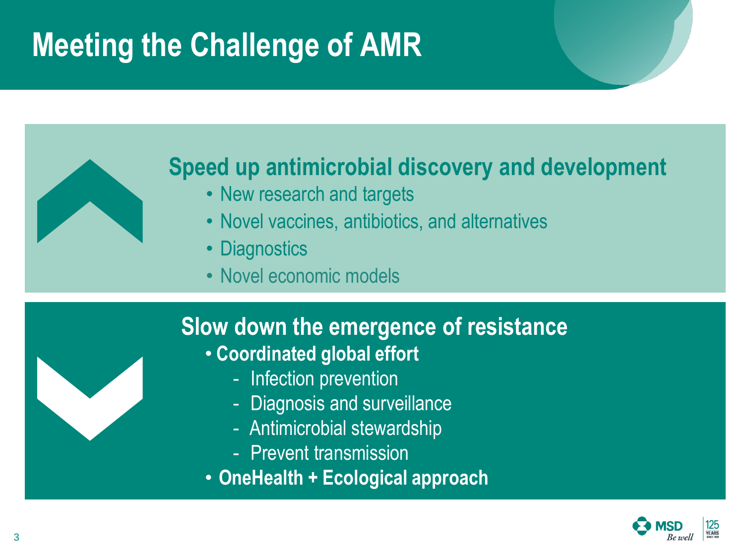# Meeting the Challenge of AMR

## Speed up antimicrobial discovery and development

- New research and targets
- Novel vaccines, antibiotics, and alternatives
- Diagnostics
- Novel economic models

## Slow down the emergence of resistance

- **Coordinated global effort**
  - Infection prevention
  - Diagnosis and surveillance
  - Antimicrobial stewardship
  - Prevent transmission
- **OneHealth + Ecological approach**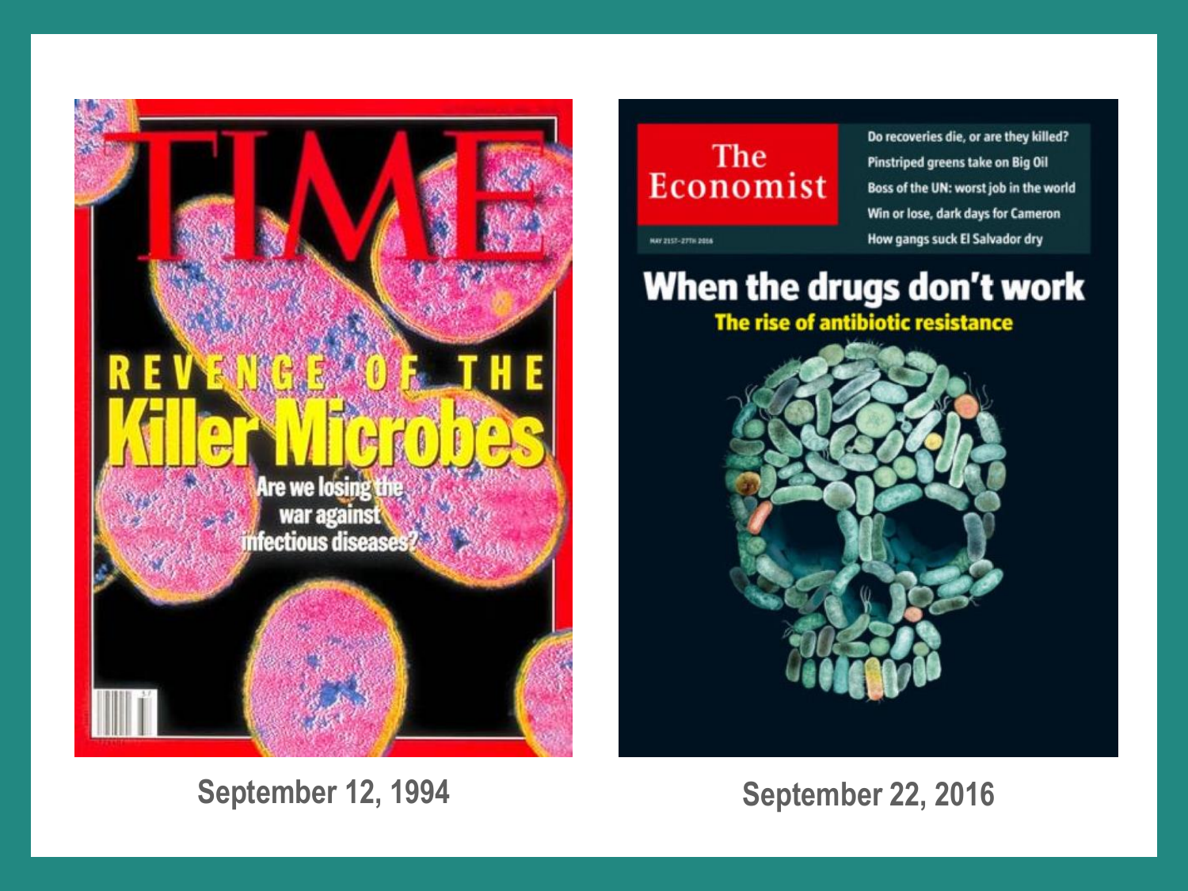TIME

REVENGE OF THE

Killer Microbes

Are we losing the war against infectious diseases?

September 12, 1994

The Economist

Do recoveries die, or are they killed?

Pinstriped greens take on Big Oil

Boss of the UN: worst job in the world

Win or lose, dark days for Cameron

How gangs suck El Salvador dry

When the drugs don't work

The rise of antibiotic resistance

September 22, 2016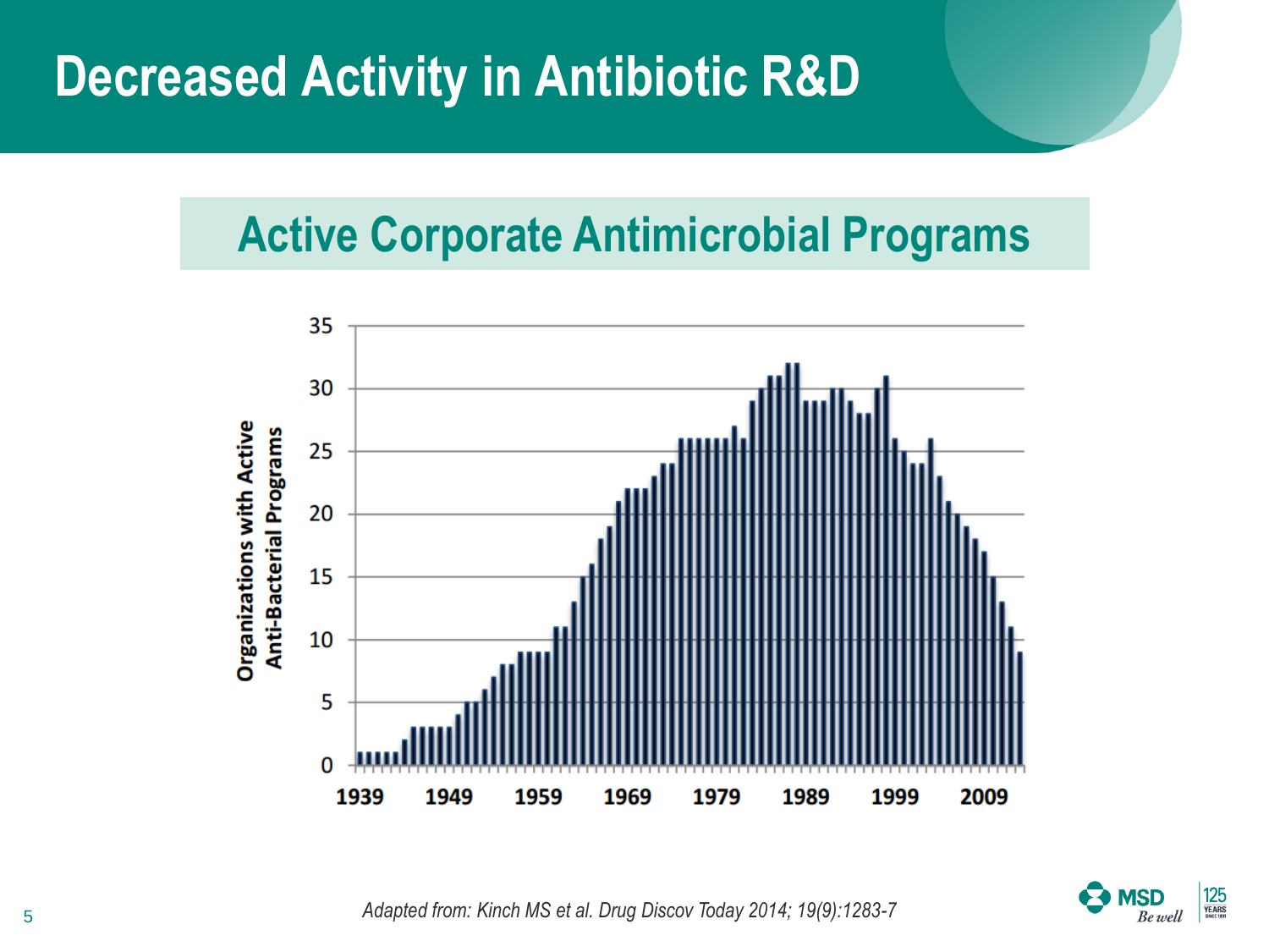# Decreased Activity in Antibiotic R&D

## Active Corporate Antimicrobial Programs

*Adapted from: Kinch MS et al. Drug Discov Today 2014; 19(9):1283-7*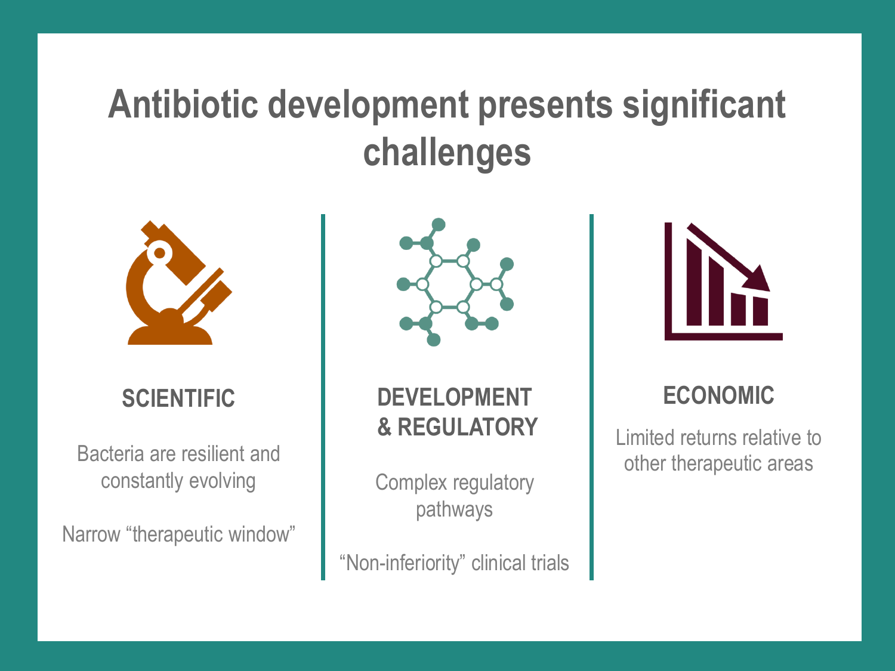# Antibiotic development presents significant challenges

### SCIENTIFIC

Bacteria are resilient and constantly evolving

Narrow “therapeutic window”

### DEVELOPMENT & REGULATORY

Complex regulatory pathways

“Non-inferiority” clinical trials

### ECONOMIC

Limited returns relative to other therapeutic areas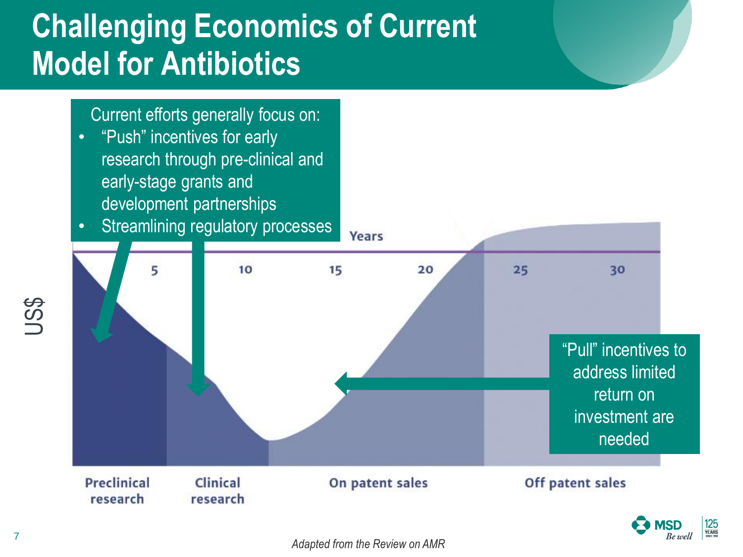# Challenging Economics of Current Model for Antibiotics

Current efforts generally focus on:

- "Push" incentives for early research through pre-clinical and early-stage grants and development partnerships
- Streamlining regulatory processes

US$

Years

5 10 15 20 25 30

"Pull" incentives to address limited return on investment are needed

Preclinical research | Clinical research | On patent sales | Off patent sales

*Adapted from the Review on AMR*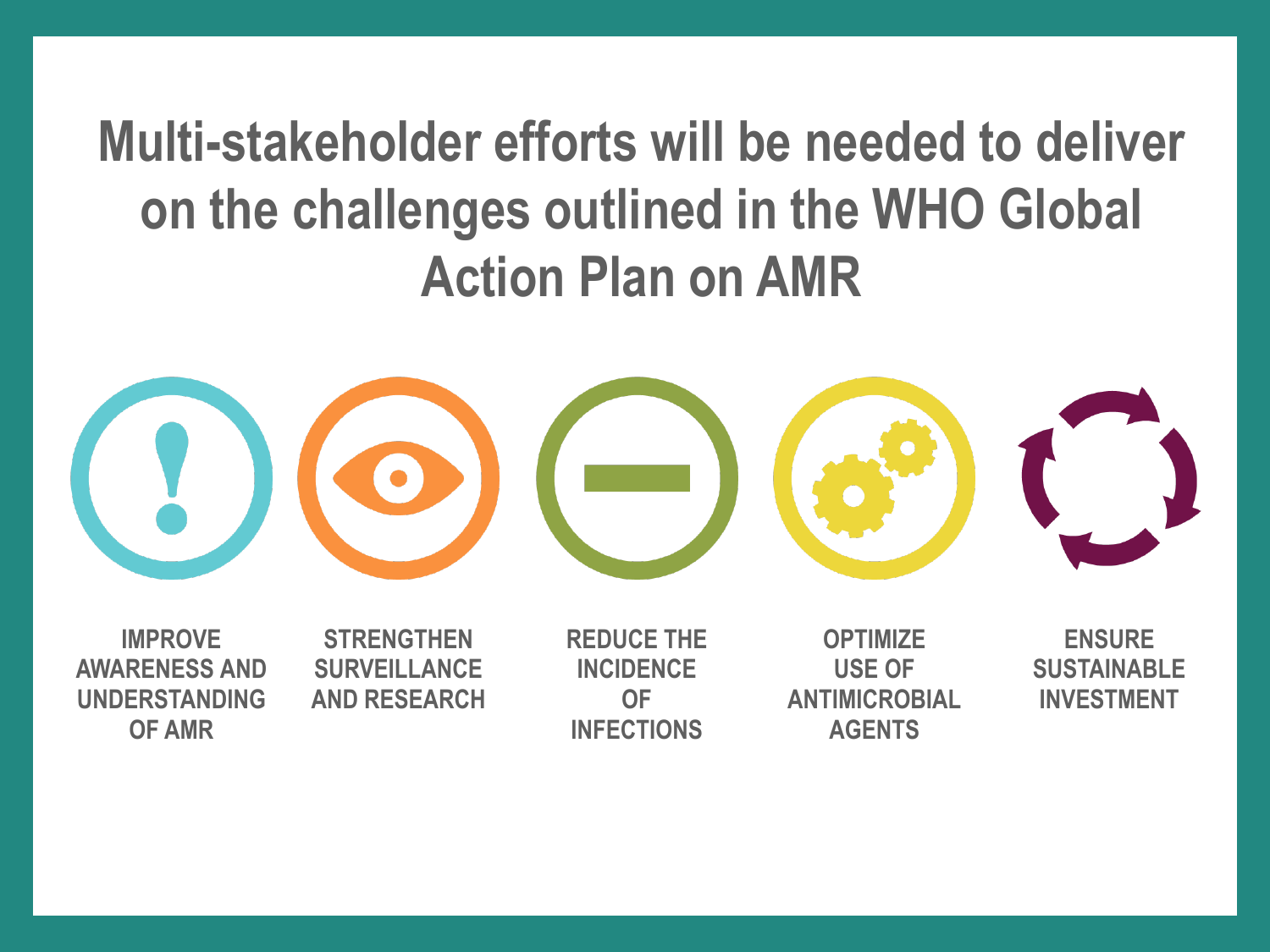# Multi-stakeholder efforts will be needed to deliver on the challenges outlined in the WHO Global Action Plan on AMR

- **IMPROVE AWARENESS AND UNDERSTANDING OF AMR**
- **STRENGTHEN SURVEILLANCE AND RESEARCH**
- **REDUCE THE INCIDENCE OF INFECTIONS**
- **OPTIMIZE USE OF ANTIMICROBIAL AGENTS**
- **ENSURE SUSTAINABLE INVESTMENT**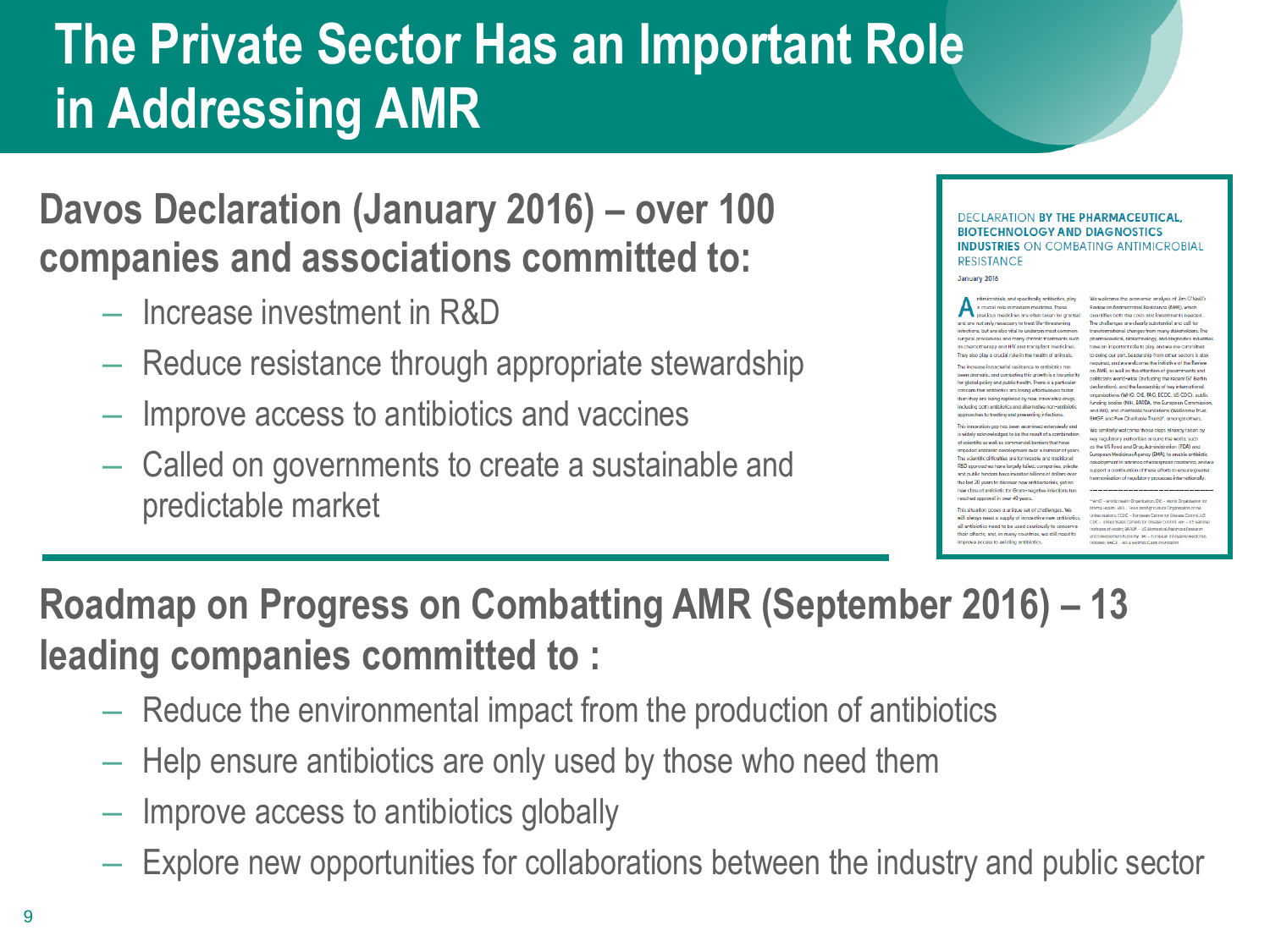# The Private Sector Has an Important Role in Addressing AMR

## Davos Declaration (January 2016) – over 100 companies and associations committed to:

- Increase investment in R&D
- Reduce resistance through appropriate stewardship
- Improve access to antibiotics and vaccines
- Called on governments to create a sustainable and predictable market

DECLARATION **BY THE PHARMACEUTICAL, BIOTECHNOLOGY AND DIAGNOSTICS INDUSTRIES** ON COMBATING ANTIMICROBIAL RESISTANCE

January 2016

## Roadmap on Progress on Combatting AMR (September 2016) – 13 leading companies committed to :

- Reduce the environmental impact from the production of antibiotics
- Help ensure antibiotics are only used by those who need them
- Improve access to antibiotics globally
- Explore new opportunities for collaborations between the industry and public sector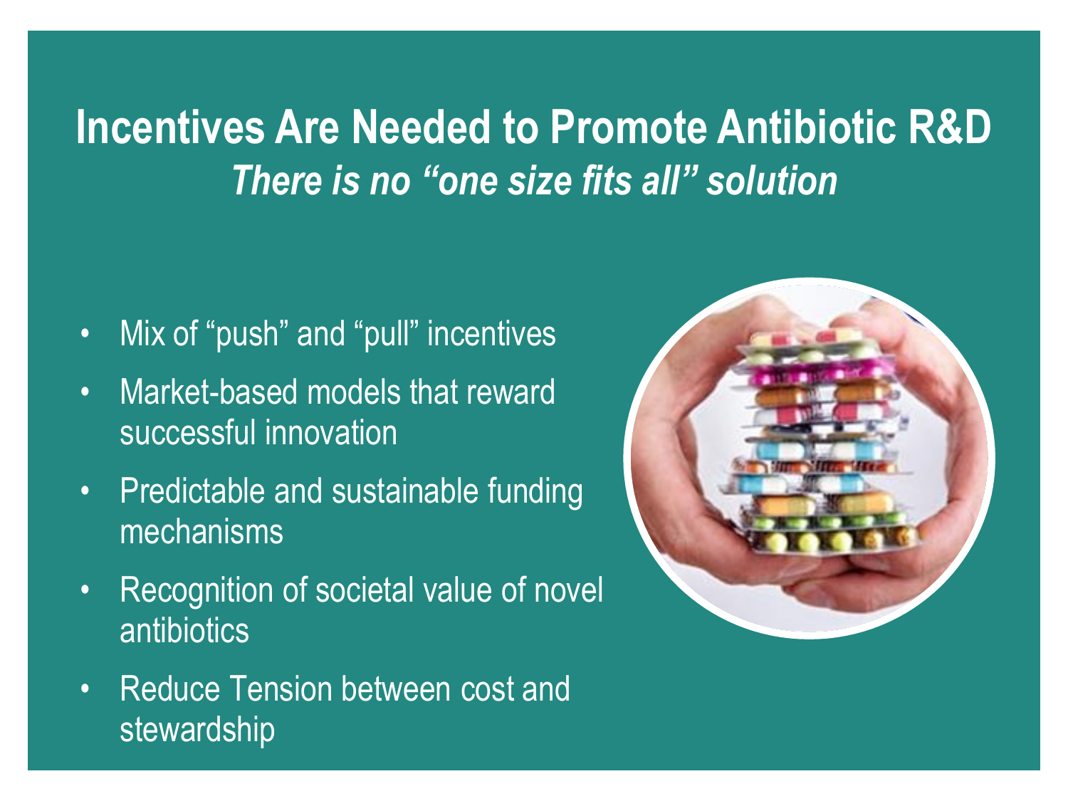# Incentives Are Needed to Promote Antibiotic R&D

***There is no "one size fits all" solution***

- Mix of "push" and "pull" incentives
- Market-based models that reward successful innovation
- Predictable and sustainable funding mechanisms
- Recognition of societal value of novel antibiotics
- Reduce Tension between cost and stewardship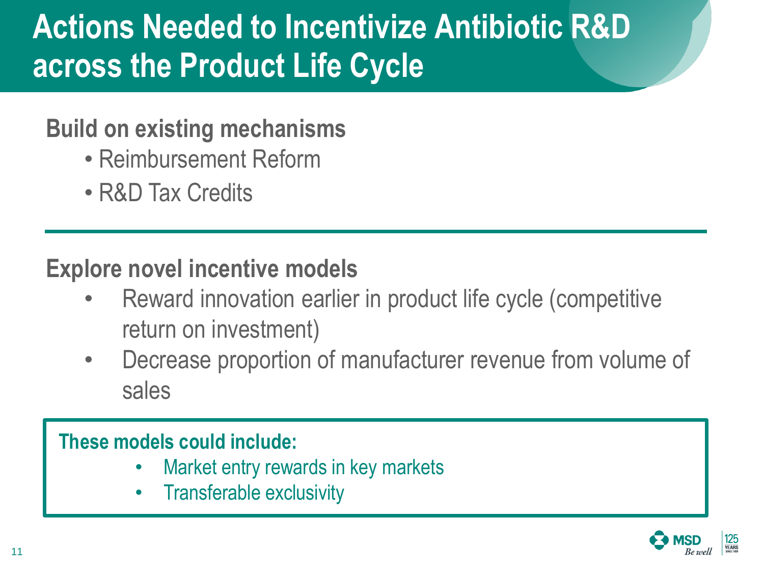# Actions Needed to Incentivize Antibiotic R&D across the Product Life Cycle

## Build on existing mechanisms

- Reimbursement Reform
- R&D Tax Credits

---

## Explore novel incentive models

- Reward innovation earlier in product life cycle (competitive return on investment)
- Decrease proportion of manufacturer revenue from volume of sales

**These models could include:**

- Market entry rewards in key markets
- Transferable exclusivity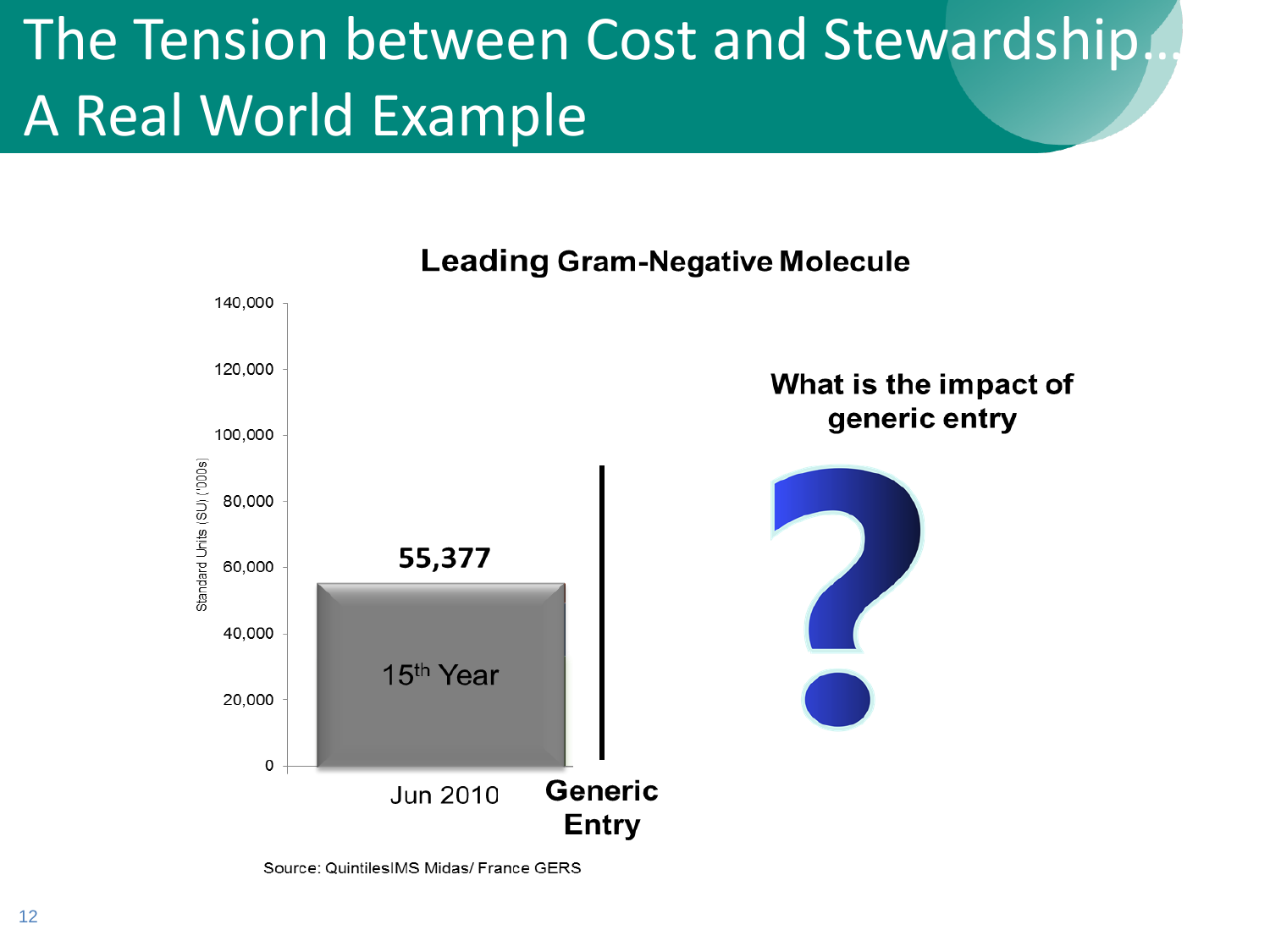# The Tension between Cost and Stewardship… A Real World Example

**Leading Gram-Negative Molecule**

Standard Units (SU) ('000s)

| | Jun 2010 | Generic Entry |
|---|---|---|
| Standard Units (SU) ('000s) | 55,377 (15th Year) | |

**What is the impact of generic entry**

?

Source: QuintilesIMS Midas/ France GERS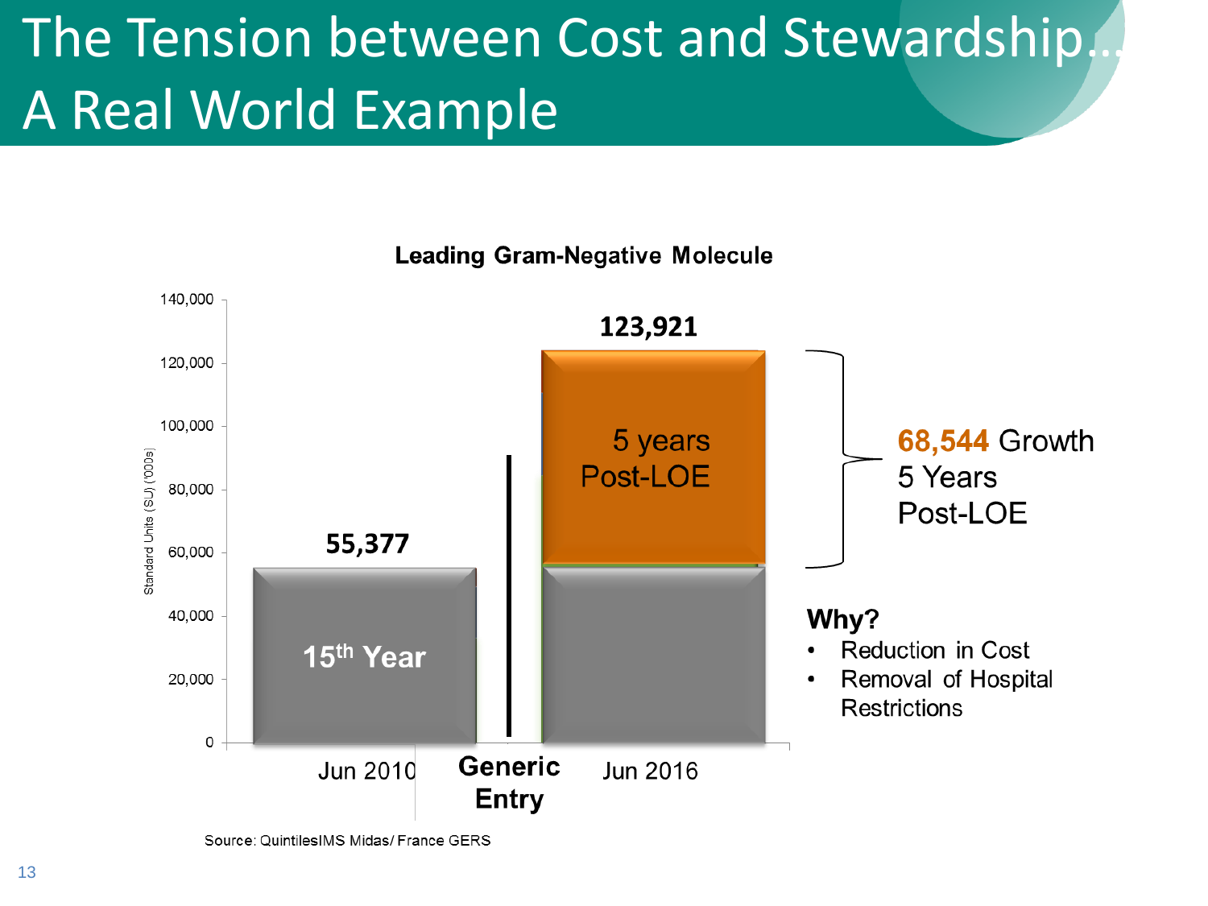# The Tension between Cost and Stewardship… A Real World Example

**Leading Gram-Negative Molecule**

| | Jun 2010 | Jun 2016 |
|---|---|---|
| Standard Units (SU) ('000s) | 55,377 (15th Year) | 123,921 (5 years Post-LOE) |

Generic Entry

**68,544** Growth 5 Years Post-LOE

**Why?**

- Reduction in Cost
- Removal of Hospital Restrictions

Source: QuintilesIMS Midas/ France GERS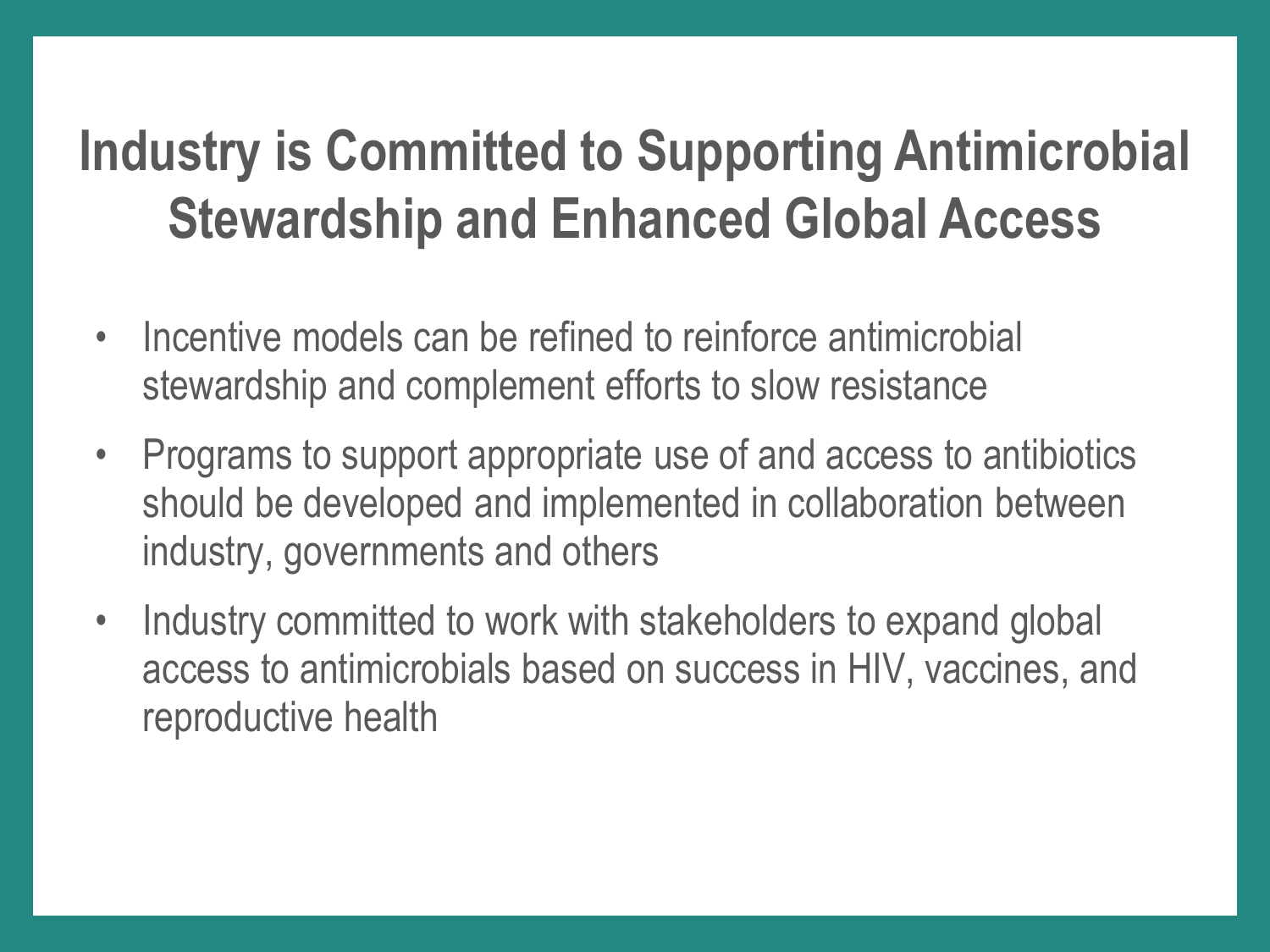# Industry is Committed to Supporting Antimicrobial Stewardship and Enhanced Global Access

- Incentive models can be refined to reinforce antimicrobial stewardship and complement efforts to slow resistance
- Programs to support appropriate use of and access to antibiotics should be developed and implemented in collaboration between industry, governments and others
- Industry committed to work with stakeholders to expand global access to antimicrobials based on success in HIV, vaccines, and reproductive health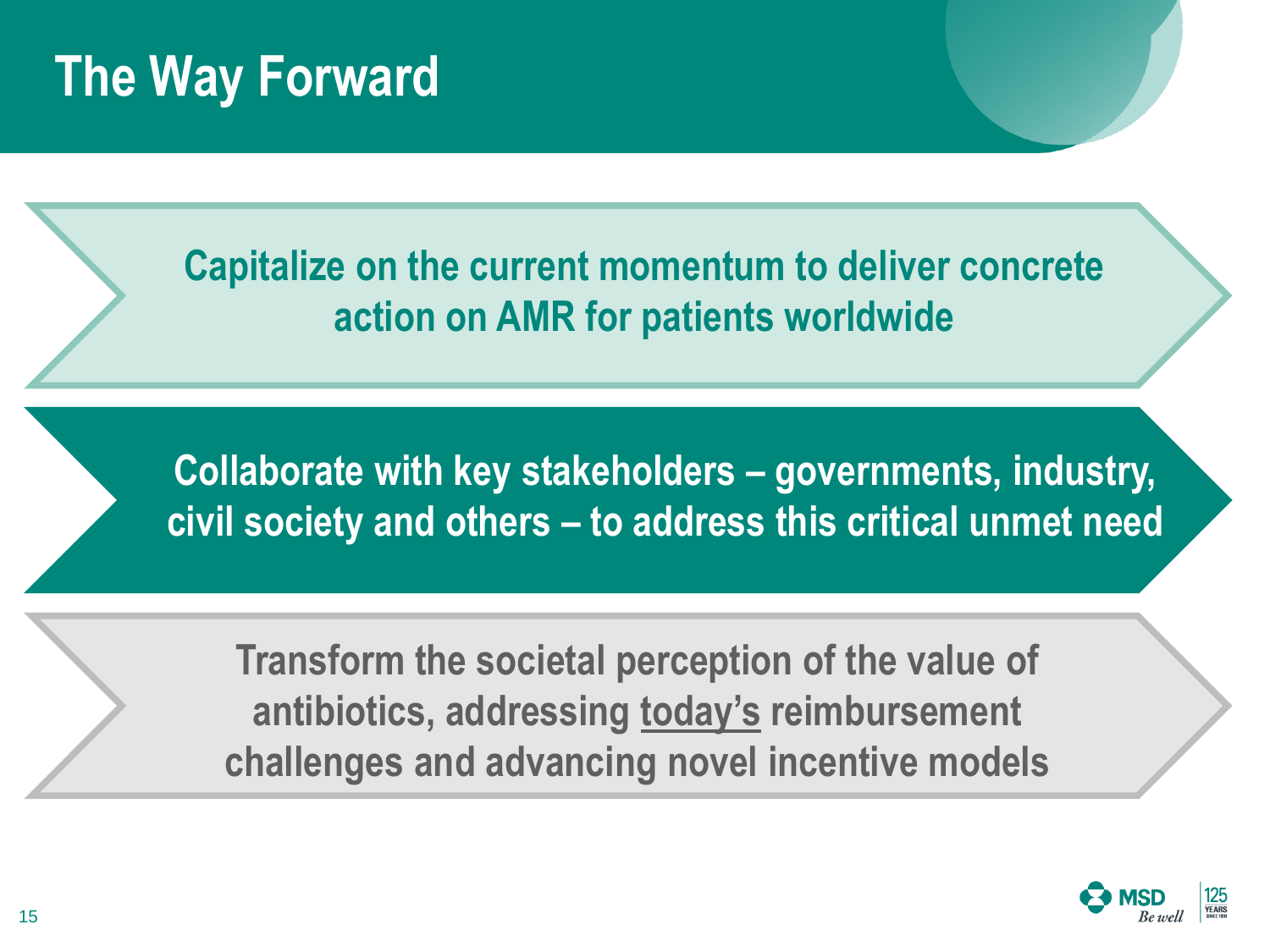# The Way Forward

**Capitalize on the current momentum to deliver concrete action on AMR for patients worldwide**

**Collaborate with key stakeholders – governments, industry, civil society and others – to address this critical unmet need**

**Transform the societal perception of the value of antibiotics, addressing <u>today's</u> reimbursement challenges and advancing novel incentive models**